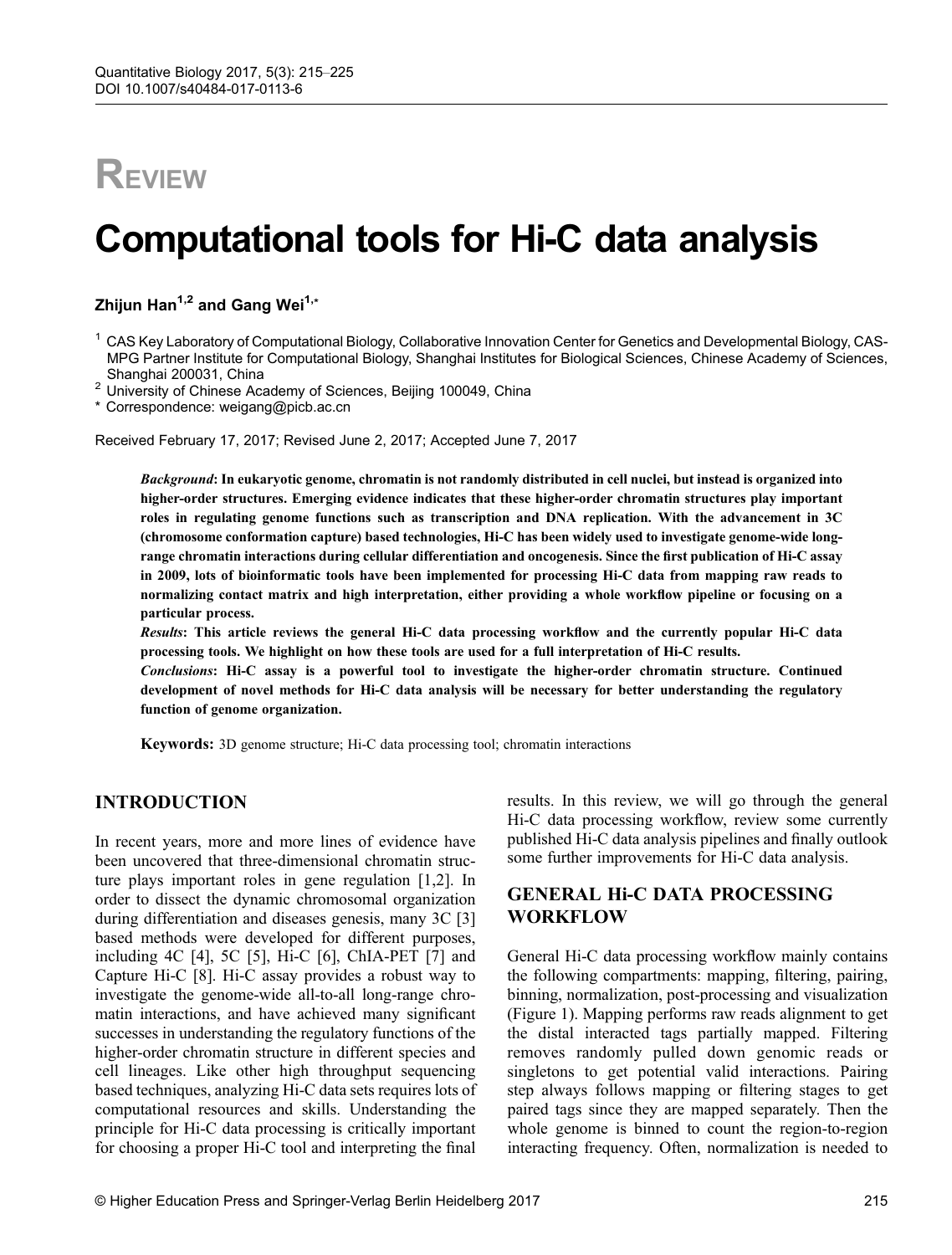REVIEW

# Computational tools for Hi-C data analysis

**Zhijun Han[1,2] and Gang Wei[1,*]**

[1] CAS Key Laboratory of Computational Biology, Collaborative Innovation Center for Genetics and Developmental Biology, CAS-MPG Partner Institute for Computational Biology, Shanghai Institutes for Biological Sciences, Chinese Academy of Sciences, Shanghai 200031, China
[2] University of Chinese Academy of Sciences, Beijing 100049, China
[*] Correspondence: weigang@picb.ac.cn

Received February 17, 2017; Revised June 2, 2017; Accepted June 7, 2017

***Background*: In eukaryotic genome, chromatin is not randomly distributed in cell nuclei, but instead is organized into higher-order structures. Emerging evidence indicates that these higher-order chromatin structures play important roles in regulating genome functions such as transcription and DNA replication. With the advancement in 3C (chromosome conformation capture) based technologies, Hi-C has been widely used to investigate genome-wide long-range chromatin interactions during cellular differentiation and oncogenesis. Since the first publication of Hi-C assay in 2009, lots of bioinformatic tools have been implemented for processing Hi-C data from mapping raw reads to normalizing contact matrix and high interpretation, either providing a whole workflow pipeline or focusing on a particular process.**

***Results*: This article reviews the general Hi-C data processing workflow and the currently popular Hi-C data processing tools. We highlight on how these tools are used for a full interpretation of Hi-C results.**

***Conclusions*: Hi-C assay is a powerful tool to investigate the higher-order chromatin structure. Continued development of novel methods for Hi-C data analysis will be necessary for better understanding the regulatory function of genome organization.**

**Keywords:** 3D genome structure; Hi-C data processing tool; chromatin interactions

## INTRODUCTION

In recent years, more and more lines of evidence have been uncovered that three-dimensional chromatin structure plays important roles in gene regulation [1,2]. In order to dissect the dynamic chromosomal organization during differentiation and diseases genesis, many 3C [3] based methods were developed for different purposes, including 4C [4], 5C [5], Hi-C [6], ChIA-PET [7] and Capture Hi-C [8]. Hi-C assay provides a robust way to investigate the genome-wide all-to-all long-range chromatin interactions, and have achieved many significant successes in understanding the regulatory functions of the higher-order chromatin structure in different species and cell lineages. Like other high throughput sequencing based techniques, analyzing Hi-C data sets requires lots of computational resources and skills. Understanding the principle for Hi-C data processing is critically important for choosing a proper Hi-C tool and interpreting the final results. In this review, we will go through the general Hi-C data processing workflow, review some currently published Hi-C data analysis pipelines and finally outlook some further improvements for Hi-C data analysis.

## GENERAL Hi-C DATA PROCESSING WORKFLOW

General Hi-C data processing workflow mainly contains the following compartments: mapping, filtering, pairing, binning, normalization, post-processing and visualization (Figure 1). Mapping performs raw reads alignment to get the distal interacted tags partially mapped. Filtering removes randomly pulled down genomic reads or singletons to get potential valid interactions. Pairing step always follows mapping or filtering stages to get paired tags since they are mapped separately. Then the whole genome is binned to count the region-to-region interacting frequency. Often, normalization is needed to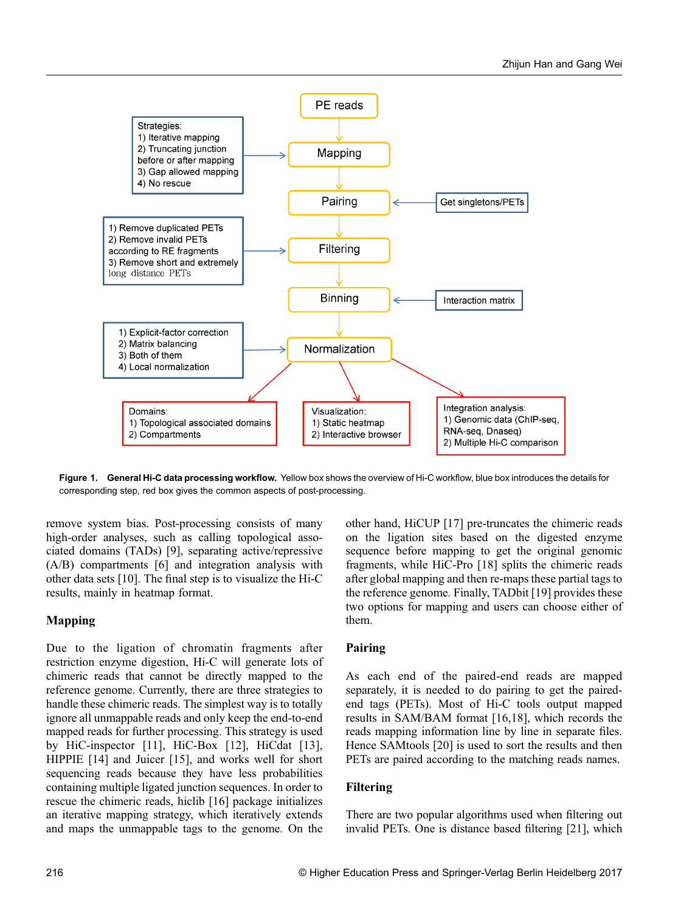Strategies:
1) Iterative mapping
2) Truncating junction before or after mapping
3) Gap allowed mapping
4) No rescue

PE reads → Mapping → Pairing → Filtering → Binning → Normalization

Get singletons/PETs

1) Remove duplicated PETs
2) Remove invalid PETs according to RE fragments
3) Remove short and extremely long distance PETs

Interaction matrix

1) Explicit-factor correction
2) Matrix balancing
3) Both of them
4) Local normalization

Domains:
1) Topological associated domains
2) Compartments

Visualization:
1) Static heatmap
2) Interactive browser

Integration analysis:
1) Genomic data (ChIP-seq, RNA-seq, Dnaseq)
2) Multiple Hi-C comparison

**Figure 1. General Hi-C data processing workflow.** Yellow box shows the overview of Hi-C workflow, blue box introduces the details for corresponding step, red box gives the common aspects of post-processing.

remove system bias. Post-processing consists of many high-order analyses, such as calling topological associated domains (TADs) [9], separating active/repressive (A/B) compartments [6] and integration analysis with other data sets [10]. The final step is to visualize the Hi-C results, mainly in heatmap format.

## Mapping

Due to the ligation of chromatin fragments after restriction enzyme digestion, Hi-C will generate lots of chimeric reads that cannot be directly mapped to the reference genome. Currently, there are three strategies to handle these chimeric reads. The simplest way is to totally ignore all unmappable reads and only keep the end-to-end mapped reads for further processing. This strategy is used by HiC-inspector [11], HiC-Box [12], HiCdat [13], HIPPIE [14] and Juicer [15], and works well for short sequencing reads because they have less probabilities containing multiple ligated junction sequences. In order to rescue the chimeric reads, hiclib [16] package initializes an iterative mapping strategy, which iteratively extends and maps the unmappable tags to the genome. On the other hand, HiCUP [17] pre-truncates the chimeric reads on the ligation sites based on the digested enzyme sequence before mapping to get the original genomic fragments, while HiC-Pro [18] splits the chimeric reads after global mapping and then re-maps these partial tags to the reference genome. Finally, TADbit [19] provides these two options for mapping and users can choose either of them.

## Pairing

As each end of the paired-end reads are mapped separately, it is needed to do pairing to get the paired-end tags (PETs). Most of Hi-C tools output mapped results in SAM/BAM format [16,18], which records the reads mapping information line by line in separate files. Hence SAMtools [20] is used to sort the results and then PETs are paired according to the matching reads names.

## Filtering

There are two popular algorithms used when filtering out invalid PETs. One is distance based filtering [21], which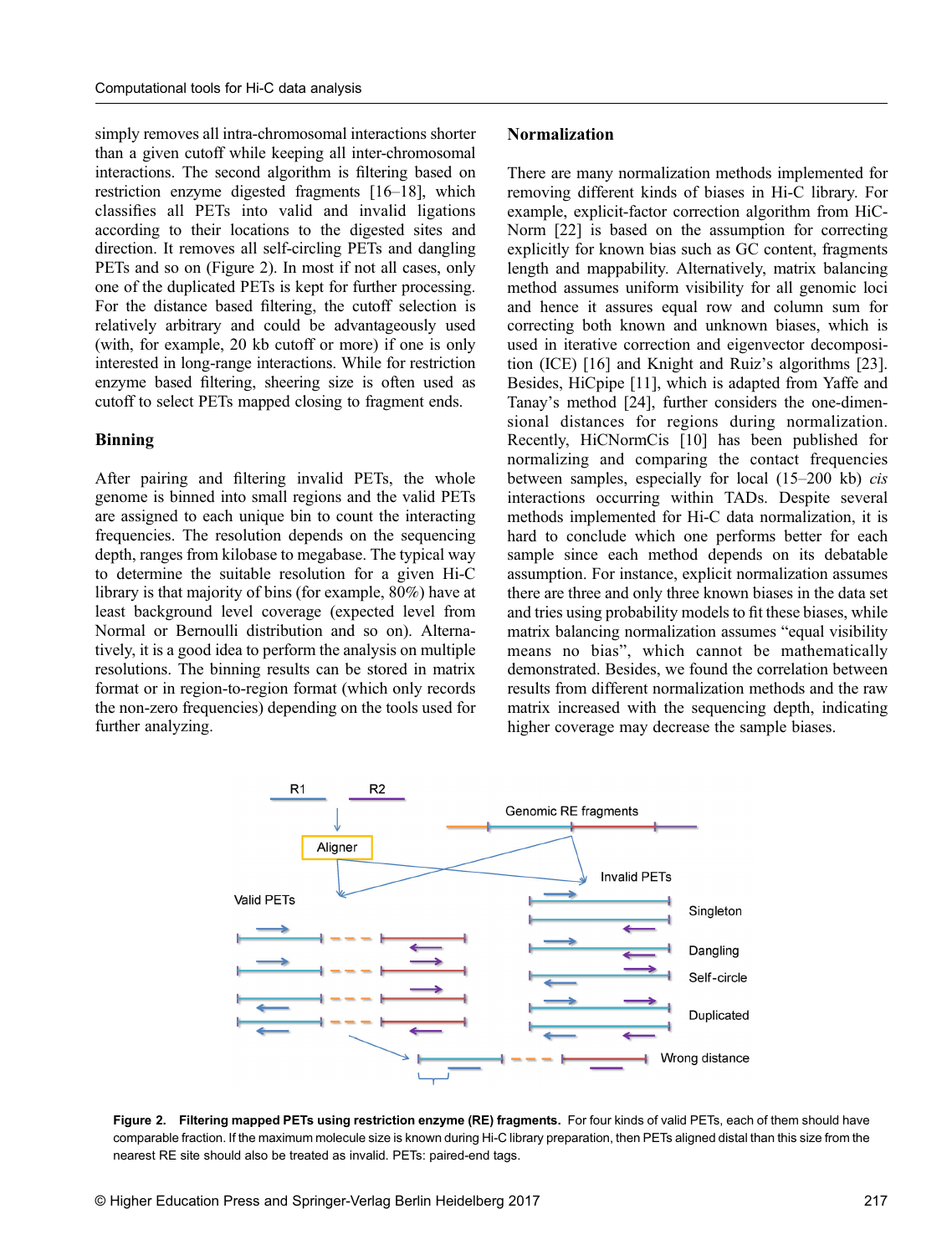simply removes all intra-chromosomal interactions shorter than a given cutoff while keeping all inter-chromosomal interactions. The second algorithm is filtering based on restriction enzyme digested fragments [16–18], which classifies all PETs into valid and invalid ligations according to their locations to the digested sites and direction. It removes all self-circling PETs and dangling PETs and so on (Figure 2). In most if not all cases, only one of the duplicated PETs is kept for further processing. For the distance based filtering, the cutoff selection is relatively arbitrary and could be advantageously used (with, for example, 20 kb cutoff or more) if one is only interested in long-range interactions. While for restriction enzyme based filtering, sheering size is often used as cutoff to select PETs mapped closing to fragment ends.

## Binning

After pairing and filtering invalid PETs, the whole genome is binned into small regions and the valid PETs are assigned to each unique bin to count the interacting frequencies. The resolution depends on the sequencing depth, ranges from kilobase to megabase. The typical way to determine the suitable resolution for a given Hi-C library is that majority of bins (for example, 80%) have at least background level coverage (expected level from Normal or Bernoulli distribution and so on). Alternatively, it is a good idea to perform the analysis on multiple resolutions. The binning results can be stored in matrix format or in region-to-region format (which only records the non-zero frequencies) depending on the tools used for further analyzing.

## Normalization

There are many normalization methods implemented for removing different kinds of biases in Hi-C library. For example, explicit-factor correction algorithm from HiCNorm [22] is based on the assumption for correcting explicitly for known bias such as GC content, fragments length and mappability. Alternatively, matrix balancing method assumes uniform visibility for all genomic loci and hence it assures equal row and column sum for correcting both known and unknown biases, which is used in iterative correction and eigenvector decomposition (ICE) [16] and Knight and Ruiz's algorithms [23]. Besides, HiCpipe [11], which is adapted from Yaffe and Tanay's method [24], further considers the one-dimensional distances for regions during normalization. Recently, HiCNormCis [10] has been published for normalizing and comparing the contact frequencies between samples, especially for local (15–200 kb) *cis* interactions occurring within TADs. Despite several methods implemented for Hi-C data normalization, it is hard to conclude which one performs better for each sample since each method depends on its debatable assumption. For instance, explicit normalization assumes there are three and only three known biases in the data set and tries using probability models to fit these biases, while matrix balancing normalization assumes "equal visibility means no bias", which cannot be mathematically demonstrated. Besides, we found the correlation between results from different normalization methods and the raw matrix increased with the sequencing depth, indicating higher coverage may decrease the sample biases.

**Figure 2. Filtering mapped PETs using restriction enzyme (RE) fragments.** For four kinds of valid PETs, each of them should have comparable fraction. If the maximum molecule size is known during Hi-C library preparation, then PETs aligned distal than this size from the nearest RE site should also be treated as invalid. PETs: paired-end tags.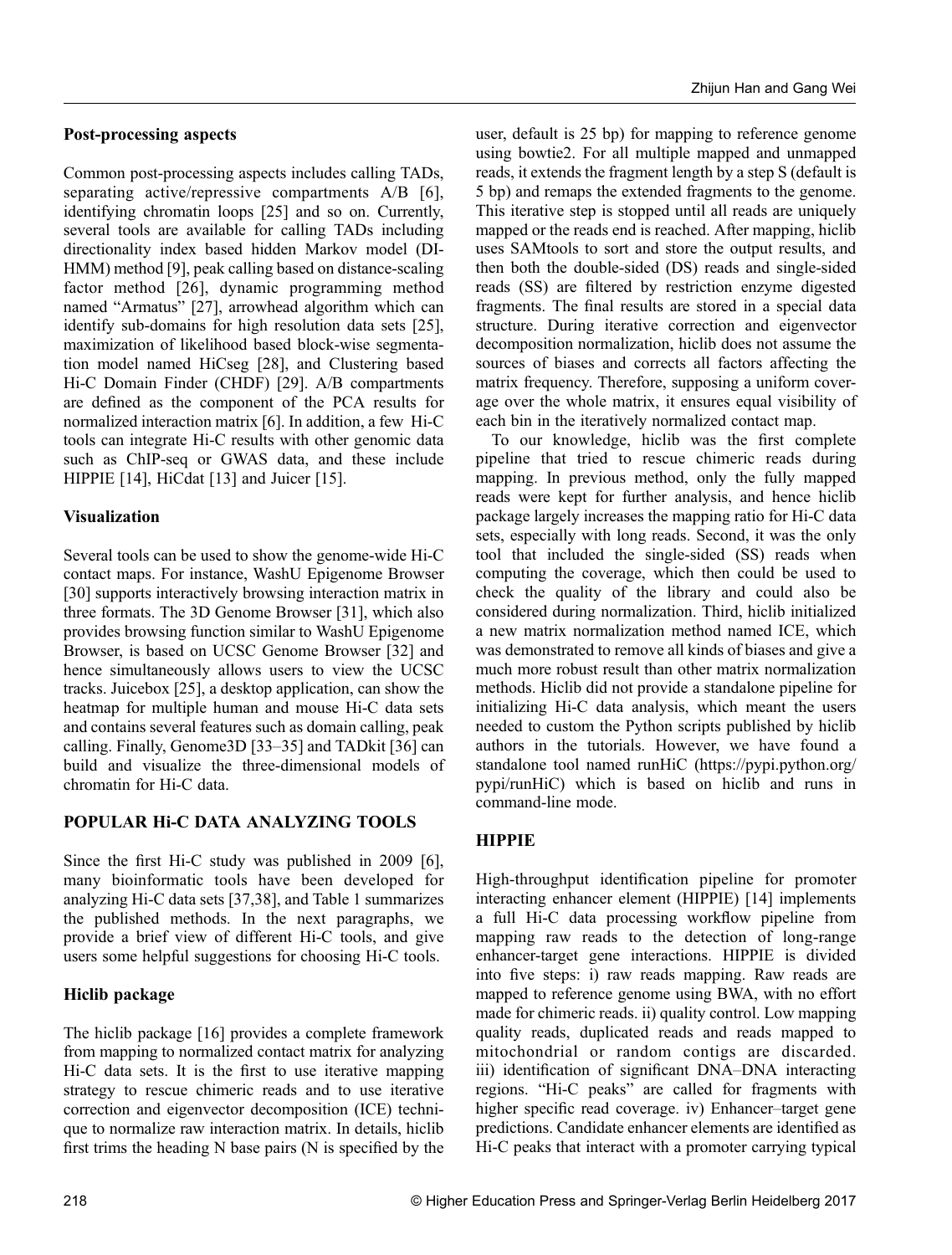### Post-processing aspects

Common post-processing aspects includes calling TADs, separating active/repressive compartments A/B [6], identifying chromatin loops [25] and so on. Currently, several tools are available for calling TADs including directionality index based hidden Markov model (DI-HMM) method [9], peak calling based on distance-scaling factor method [26], dynamic programming method named "Armatus" [27], arrowhead algorithm which can identify sub-domains for high resolution data sets [25], maximization of likelihood based block-wise segmentation model named HiCseg [28], and Clustering based Hi-C Domain Finder (CHDF) [29]. A/B compartments are defined as the component of the PCA results for normalized interaction matrix [6]. In addition, a few Hi-C tools can integrate Hi-C results with other genomic data such as ChIP-seq or GWAS data, and these include HIPPIE [14], HiCdat [13] and Juicer [15].

### Visualization

Several tools can be used to show the genome-wide Hi-C contact maps. For instance, WashU Epigenome Browser [30] supports interactively browsing interaction matrix in three formats. The 3D Genome Browser [31], which also provides browsing function similar to WashU Epigenome Browser, is based on UCSC Genome Browser [32] and hence simultaneously allows users to view the UCSC tracks. Juicebox [25], a desktop application, can show the heatmap for multiple human and mouse Hi-C data sets and contains several features such as domain calling, peak calling. Finally, Genome3D [33–35] and TADkit [36] can build and visualize the three-dimensional models of chromatin for Hi-C data.

## POPULAR Hi-C DATA ANALYZING TOOLS

Since the first Hi-C study was published in 2009 [6], many bioinformatic tools have been developed for analyzing Hi-C data sets [37,38], and Table 1 summarizes the published methods. In the next paragraphs, we provide a brief view of different Hi-C tools, and give users some helpful suggestions for choosing Hi-C tools.

### Hiclib package

The hiclib package [16] provides a complete framework from mapping to normalized contact matrix for analyzing Hi-C data sets. It is the first to use iterative mapping strategy to rescue chimeric reads and to use iterative correction and eigenvector decomposition (ICE) technique to normalize raw interaction matrix. In details, hiclib first trims the heading N base pairs (N is specified by the user, default is 25 bp) for mapping to reference genome using bowtie2. For all multiple mapped and unmapped reads, it extends the fragment length by a step S (default is 5 bp) and remaps the extended fragments to the genome. This iterative step is stopped until all reads are uniquely mapped or the reads end is reached. After mapping, hiclib uses SAMtools to sort and store the output results, and then both the double-sided (DS) reads and single-sided reads (SS) are filtered by restriction enzyme digested fragments. The final results are stored in a special data structure. During iterative correction and eigenvector decomposition normalization, hiclib does not assume the sources of biases and corrects all factors affecting the matrix frequency. Therefore, supposing a uniform coverage over the whole matrix, it ensures equal visibility of each bin in the iteratively normalized contact map.

To our knowledge, hiclib was the first complete pipeline that tried to rescue chimeric reads during mapping. In previous method, only the fully mapped reads were kept for further analysis, and hence hiclib package largely increases the mapping ratio for Hi-C data sets, especially with long reads. Second, it was the only tool that included the single-sided (SS) reads when computing the coverage, which then could be used to check the quality of the library and could also be considered during normalization. Third, hiclib initialized a new matrix normalization method named ICE, which was demonstrated to remove all kinds of biases and give a much more robust result than other matrix normalization methods. Hiclib did not provide a standalone pipeline for initializing Hi-C data analysis, which meant the users needed to custom the Python scripts published by hiclib authors in the tutorials. However, we have found a standalone tool named runHiC (https://pypi.python.org/pypi/runHiC) which is based on hiclib and runs in command-line mode.

### HIPPIE

High-throughput identification pipeline for promoter interacting enhancer element (HIPPIE) [14] implements a full Hi-C data processing workflow pipeline from mapping raw reads to the detection of long-range enhancer-target gene interactions. HIPPIE is divided into five steps: i) raw reads mapping. Raw reads are mapped to reference genome using BWA, with no effort made for chimeric reads. ii) quality control. Low mapping quality reads, duplicated reads and reads mapped to mitochondrial or random contigs are discarded. iii) identification of significant DNA–DNA interacting regions. "Hi-C peaks" are called for fragments with higher specific read coverage. iv) Enhancer–target gene predictions. Candidate enhancer elements are identified as Hi-C peaks that interact with a promoter carrying typical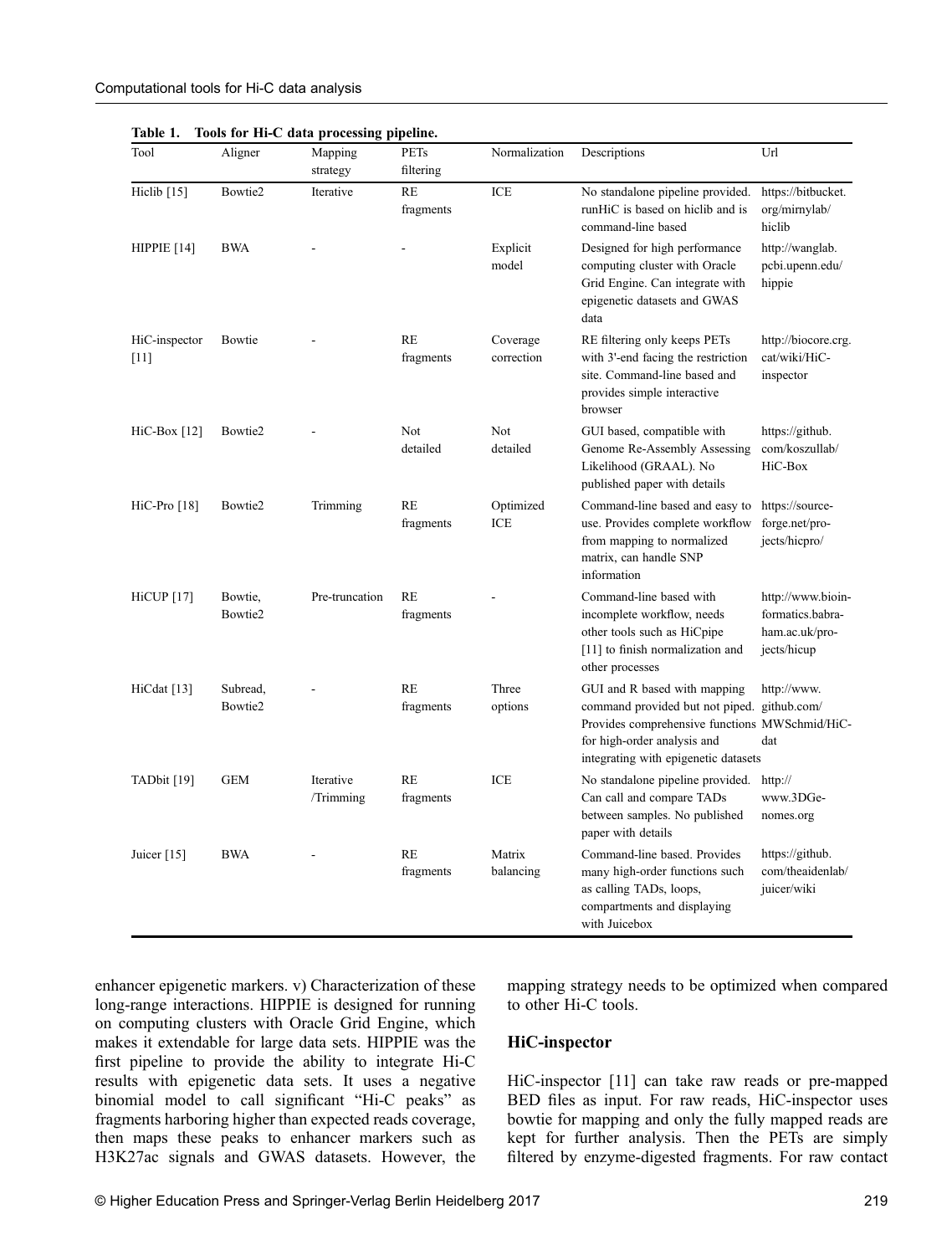**Table 1. Tools for Hi-C data processing pipeline.**

| Tool | Aligner | Mapping strategy | PETs filtering | Normalization | Descriptions | Url |
|---|---|---|---|---|---|---|
| Hiclib [15] | Bowtie2 | Iterative | RE fragments | ICE | No standalone pipeline provided. runHiC is based on hiclib and is command-line based | https://bitbucket.org/mirnylab/hiclib |
| HIPPIE [14] | BWA | - | - | Explicit model | Designed for high performance computing cluster with Oracle Grid Engine. Can integrate with epigenetic datasets and GWAS data | http://wanglab.pcbi.upenn.edu/hippie |
| HiC-inspector [11] | Bowtie | - | RE fragments | Coverage correction | RE filtering only keeps PETs with 3'-end facing the restriction site. Command-line based and provides simple interactive browser | http://biocore.crg.cat/wiki/HiC-inspector |
| HiC-Box [12] | Bowtie2 | - | Not detailed | Not detailed | GUI based, compatible with Genome Re-Assembly Assessing Likelihood (GRAAL). No published paper with details | https://github.com/koszullab/HiC-Box |
| HiC-Pro [18] | Bowtie2 | Trimming | RE fragments | Optimized ICE | Command-line based and easy to use. Provides complete workflow from mapping to normalized matrix, can handle SNP information | https://sourceforge.net/projects/hicpro/ |
| HiCUP [17] | Bowtie, Bowtie2 | Pre-truncation | RE fragments | - | Command-line based with incomplete workflow, needs other tools such as HiCpipe [11] to finish normalization and other processes | http://www.bioinformatics.babraham.ac.uk/projects/hicup |
| HiCdat [13] | Subread, Bowtie2 | - | RE fragments | Three options | GUI and R based with mapping command provided but not piped. Provides comprehensive functions for high-order analysis and integrating with epigenetic datasets | http://www.github.com/MWSchmid/HiCdat |
| TADbit [19] | GEM | Iterative /Trimming | RE fragments | ICE | No standalone pipeline provided. Can call and compare TADs between samples. No published paper with details | http://www.3DGenomes.org |
| Juicer [15] | BWA | - | RE fragments | Matrix balancing | Command-line based. Provides many high-order functions such as calling TADs, loops, compartments and displaying with Juicebox | https://github.com/theaidenlab/juicer/wiki |

enhancer epigenetic markers. v) Characterization of these long-range interactions. HIPPIE is designed for running on computing clusters with Oracle Grid Engine, which makes it extendable for large data sets. HIPPIE was the first pipeline to provide the ability to integrate Hi-C results with epigenetic data sets. It uses a negative binomial model to call significant "Hi-C peaks" as fragments harboring higher than expected reads coverage, then maps these peaks to enhancer markers such as H3K27ac signals and GWAS datasets. However, the mapping strategy needs to be optimized when compared to other Hi-C tools.

### HiC-inspector

HiC-inspector [11] can take raw reads or pre-mapped BED files as input. For raw reads, HiC-inspector uses bowtie for mapping and only the fully mapped reads are kept for further analysis. Then the PETs are simply filtered by enzyme-digested fragments. For raw contact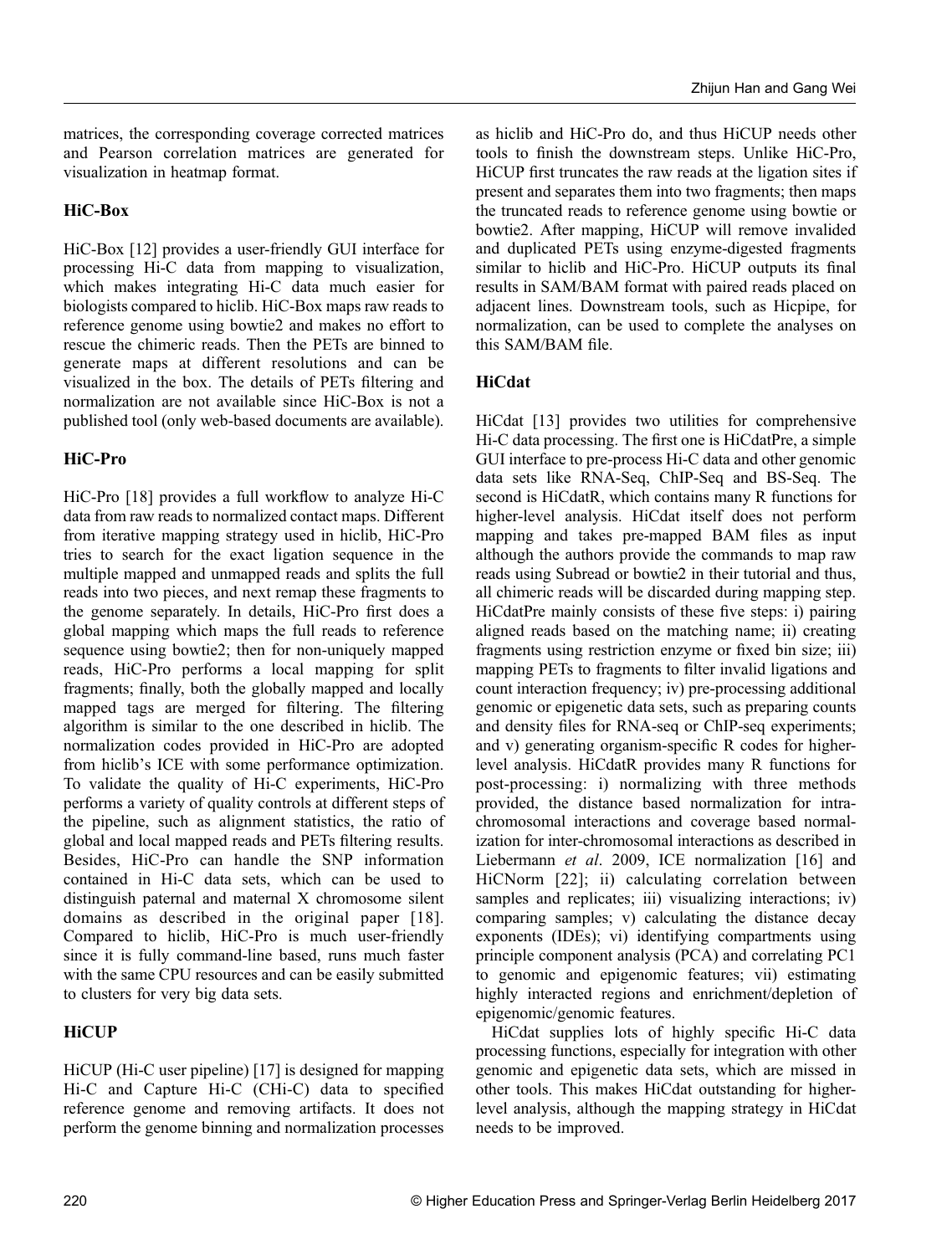matrices, the corresponding coverage corrected matrices and Pearson correlation matrices are generated for visualization in heatmap format.

## HiC-Box

HiC-Box [12] provides a user-friendly GUI interface for processing Hi-C data from mapping to visualization, which makes integrating Hi-C data much easier for biologists compared to hiclib. HiC-Box maps raw reads to reference genome using bowtie2 and makes no effort to rescue the chimeric reads. Then the PETs are binned to generate maps at different resolutions and can be visualized in the box. The details of PETs filtering and normalization are not available since HiC-Box is not a published tool (only web-based documents are available).

## HiC-Pro

HiC-Pro [18] provides a full workflow to analyze Hi-C data from raw reads to normalized contact maps. Different from iterative mapping strategy used in hiclib, HiC-Pro tries to search for the exact ligation sequence in the multiple mapped and unmapped reads and splits the full reads into two pieces, and next remap these fragments to the genome separately. In details, HiC-Pro first does a global mapping which maps the full reads to reference sequence using bowtie2; then for non-uniquely mapped reads, HiC-Pro performs a local mapping for split fragments; finally, both the globally mapped and locally mapped tags are merged for filtering. The filtering algorithm is similar to the one described in hiclib. The normalization codes provided in HiC-Pro are adopted from hiclib's ICE with some performance optimization. To validate the quality of Hi-C experiments, HiC-Pro performs a variety of quality controls at different steps of the pipeline, such as alignment statistics, the ratio of global and local mapped reads and PETs filtering results. Besides, HiC-Pro can handle the SNP information contained in Hi-C data sets, which can be used to distinguish paternal and maternal X chromosome silent domains as described in the original paper [18]. Compared to hiclib, HiC-Pro is much user-friendly since it is fully command-line based, runs much faster with the same CPU resources and can be easily submitted to clusters for very big data sets.

## HiCUP

HiCUP (Hi-C user pipeline) [17] is designed for mapping Hi-C and Capture Hi-C (CHi-C) data to specified reference genome and removing artifacts. It does not perform the genome binning and normalization processes as hiclib and HiC-Pro do, and thus HiCUP needs other tools to finish the downstream steps. Unlike HiC-Pro, HiCUP first truncates the raw reads at the ligation sites if present and separates them into two fragments; then maps the truncated reads to reference genome using bowtie or bowtie2. After mapping, HiCUP will remove invalided and duplicated PETs using enzyme-digested fragments similar to hiclib and HiC-Pro. HiCUP outputs its final results in SAM/BAM format with paired reads placed on adjacent lines. Downstream tools, such as Hicpipe, for normalization, can be used to complete the analyses on this SAM/BAM file.

## HiCdat

HiCdat [13] provides two utilities for comprehensive Hi-C data processing. The first one is HiCdatPre, a simple GUI interface to pre-process Hi-C data and other genomic data sets like RNA-Seq, ChIP-Seq and BS-Seq. The second is HiCdatR, which contains many R functions for higher-level analysis. HiCdat itself does not perform mapping and takes pre-mapped BAM files as input although the authors provide the commands to map raw reads using Subread or bowtie2 in their tutorial and thus, all chimeric reads will be discarded during mapping step. HiCdatPre mainly consists of these five steps: i) pairing aligned reads based on the matching name; ii) creating fragments using restriction enzyme or fixed bin size; iii) mapping PETs to fragments to filter invalid ligations and count interaction frequency; iv) pre-processing additional genomic or epigenetic data sets, such as preparing counts and density files for RNA-seq or ChIP-seq experiments; and v) generating organism-specific R codes for higher-level analysis. HiCdatR provides many R functions for post-processing: i) normalizing with three methods provided, the distance based normalization for intra-chromosomal interactions and coverage based normalization for inter-chromosomal interactions as described in Liebermann *et al*. 2009, ICE normalization [16] and HiCNorm [22]; ii) calculating correlation between samples and replicates; iii) visualizing interactions; iv) comparing samples; v) calculating the distance decay exponents (IDEs); vi) identifying compartments using principle component analysis (PCA) and correlating PC1 to genomic and epigenomic features; vii) estimating highly interacted regions and enrichment/depletion of epigenomic/genomic features.

HiCdat supplies lots of highly specific Hi-C data processing functions, especially for integration with other genomic and epigenetic data sets, which are missed in other tools. This makes HiCdat outstanding for higher-level analysis, although the mapping strategy in HiCdat needs to be improved.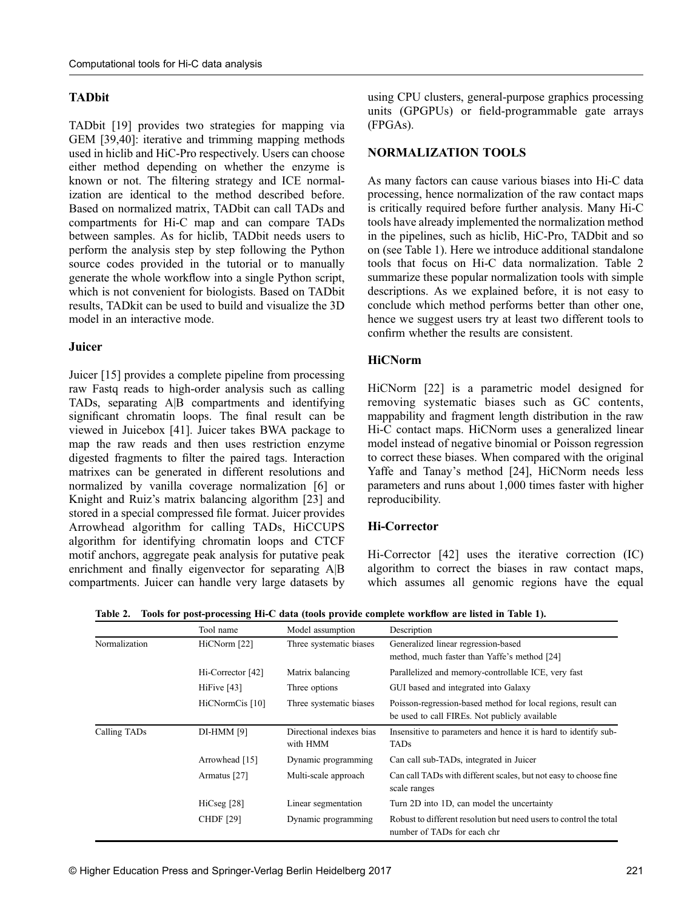### TADbit

TADbit [19] provides two strategies for mapping via GEM [39,40]: iterative and trimming mapping methods used in hiclib and HiC-Pro respectively. Users can choose either method depending on whether the enzyme is known or not. The filtering strategy and ICE normalization are identical to the method described before. Based on normalized matrix, TADbit can call TADs and compartments for Hi-C map and can compare TADs between samples. As for hiclib, TADbit needs users to perform the analysis step by step following the Python source codes provided in the tutorial or to manually generate the whole workflow into a single Python script, which is not convenient for biologists. Based on TADbit results, TADkit can be used to build and visualize the 3D model in an interactive mode.

### Juicer

Juicer [15] provides a complete pipeline from processing raw Fastq reads to high-order analysis such as calling TADs, separating A|B compartments and identifying significant chromatin loops. The final result can be viewed in Juicebox [41]. Juicer takes BWA package to map the raw reads and then uses restriction enzyme digested fragments to filter the paired tags. Interaction matrixes can be generated in different resolutions and normalized by vanilla coverage normalization [6] or Knight and Ruiz's matrix balancing algorithm [23] and stored in a special compressed file format. Juicer provides Arrowhead algorithm for calling TADs, HiCCUPS algorithm for identifying chromatin loops and CTCF motif anchors, aggregate peak analysis for putative peak enrichment and finally eigenvector for separating A|B compartments. Juicer can handle very large datasets by using CPU clusters, general-purpose graphics processing units (GPGPUs) or field-programmable gate arrays (FPGAs).

## NORMALIZATION TOOLS

As many factors can cause various biases into Hi-C data processing, hence normalization of the raw contact maps is critically required before further analysis. Many Hi-C tools have already implemented the normalization method in the pipelines, such as hiclib, HiC-Pro, TADbit and so on (see Table 1). Here we introduce additional standalone tools that focus on Hi-C data normalization. Table 2 summarize these popular normalization tools with simple descriptions. As we explained before, it is not easy to conclude which method performs better than other one, hence we suggest users try at least two different tools to confirm whether the results are consistent.

### HiCNorm

HiCNorm [22] is a parametric model designed for removing systematic biases such as GC contents, mappability and fragment length distribution in the raw Hi-C contact maps. HiCNorm uses a generalized linear model instead of negative binomial or Poisson regression to correct these biases. When compared with the original Yaffe and Tanay's method [24], HiCNorm needs less parameters and runs about 1,000 times faster with higher reproducibility.

### Hi-Corrector

Hi-Corrector [42] uses the iterative correction (IC) algorithm to correct the biases in raw contact maps, which assumes all genomic regions have the equal

**Table 2. Tools for post-processing Hi-C data (tools provide complete workflow are listed in Table 1).**

| | Tool name | Model assumption | Description |
|---|---|---|---|
| Normalization | HiCNorm [22] | Three systematic biases | Generalized linear regression-based method, much faster than Yaffe's method [24] |
| | Hi-Corrector [42] | Matrix balancing | Parallelized and memory-controllable ICE, very fast |
| | HiFive [43] | Three options | GUI based and integrated into Galaxy |
| | HiCNormCis [10] | Three systematic biases | Poisson-regression-based method for local regions, result can be used to call FIREs. Not publicly available |
| Calling TADs | DI-HMM [9] | Directional indexes bias with HMM | Insensitive to parameters and hence it is hard to identify sub-TADs |
| | Arrowhead [15] | Dynamic programming | Can call sub-TADs, integrated in Juicer |
| | Armatus [27] | Multi-scale approach | Can call TADs with different scales, but not easy to choose fine scale ranges |
| | HiCseg [28] | Linear segmentation | Turn 2D into 1D, can model the uncertainty |
| | CHDF [29] | Dynamic programming | Robust to different resolution but need users to control the total number of TADs for each chr |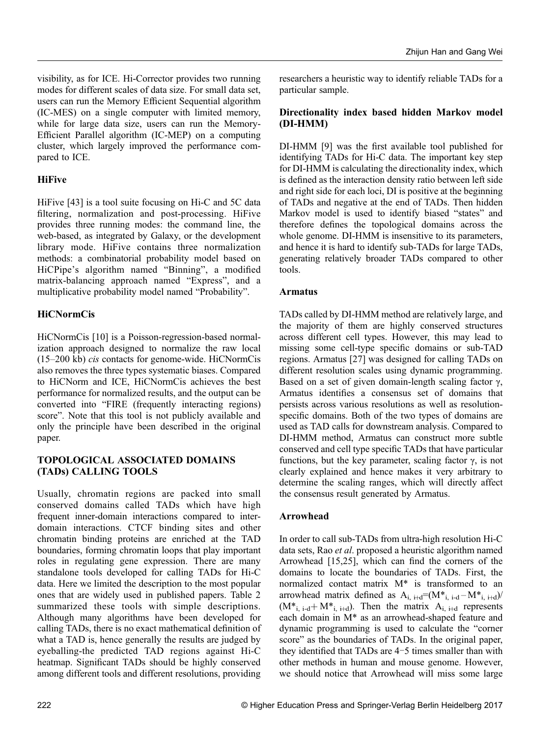visibility, as for ICE. Hi-Corrector provides two running modes for different scales of data size. For small data set, users can run the Memory Efficient Sequential algorithm (IC-MES) on a single computer with limited memory, while for large data size, users can run the Memory-Efficient Parallel algorithm (IC-MEP) on a computing cluster, which largely improved the performance compared to ICE.

### HiFive

HiFive [43] is a tool suite focusing on Hi-C and 5C data filtering, normalization and post-processing. HiFive provides three running modes: the command line, the web-based, as integrated by Galaxy, or the development library mode. HiFive contains three normalization methods: a combinatorial probability model based on HiCPipe's algorithm named "Binning", a modified matrix-balancing approach named "Express", and a multiplicative probability model named "Probability".

### HiCNormCis

HiCNormCis [10] is a Poisson-regression-based normalization approach designed to normalize the raw local (15–200 kb) *cis* contacts for genome-wide. HiCNormCis also removes the three types systematic biases. Compared to HiCNorm and ICE, HiCNormCis achieves the best performance for normalized results, and the output can be converted into "FIRE (frequently interacting regions) score". Note that this tool is not publicly available and only the principle have been described in the original paper.

## TOPOLOGICAL ASSOCIATED DOMAINS (TADs) CALLING TOOLS

Usually, chromatin regions are packed into small conserved domains called TADs which have high frequent inner-domain interactions compared to inter-domain interactions. CTCF binding sites and other chromatin binding proteins are enriched at the TAD boundaries, forming chromatin loops that play important roles in regulating gene expression. There are many standalone tools developed for calling TADs for Hi-C data. Here we limited the description to the most popular ones that are widely used in published papers. Table 2 summarized these tools with simple descriptions. Although many algorithms have been developed for calling TADs, there is no exact mathematical definition of what a TAD is, hence generally the results are judged by eyeballing-the predicted TAD regions against Hi-C heatmap. Significant TADs should be highly conserved among different tools and different resolutions, providing researchers a heuristic way to identify reliable TADs for a particular sample.

### Directionality index based hidden Markov model (DI-HMM)

DI-HMM [9] was the first available tool published for identifying TADs for Hi-C data. The important key step for DI-HMM is calculating the directionality index, which is defined as the interaction density ratio between left side and right side for each loci, DI is positive at the beginning of TADs and negative at the end of TADs. Then hidden Markov model is used to identify biased "states" and therefore defines the topological domains across the whole genome. DI-HMM is insensitive to its parameters, and hence it is hard to identify sub-TADs for large TADs, generating relatively broader TADs compared to other tools.

### Armatus

TADs called by DI-HMM method are relatively large, and the majority of them are highly conserved structures across different cell types. However, this may lead to missing some cell-type specific domains or sub-TAD regions. Armatus [27] was designed for calling TADs on different resolution scales using dynamic programming. Based on a set of given domain-length scaling factor $\gamma$, Armatus identifies a consensus set of domains that persists across various resolutions as well as resolution-specific domains. Both of the two types of domains are used as TAD calls for downstream analysis. Compared to DI-HMM method, Armatus can construct more subtle conserved and cell type specific TADs that have particular functions, but the key parameter, scaling factor $\gamma$, is not clearly explained and hence makes it very arbitrary to determine the scaling ranges, which will directly affect the consensus result generated by Armatus.

### Arrowhead

In order to call sub-TADs from ultra-high resolution Hi-C data sets, Rao *et al*. proposed a heuristic algorithm named Arrowhead [15,25], which can find the corners of the domains to locate the boundaries of TADs. First, the normalized contact matrix $M^*$ is transformed to an arrowhead matrix defined as $A_{i,\,i+d}=(M^*_{i,\,i-d}-M^*_{i,\,i+d})/(M^*_{i,\,i-d}+M^*_{i,\,i+d})$. Then the matrix $A_{i,\,i+d}$ represents each domain in $M^*$ as an arrowhead-shaped feature and dynamic programming is used to calculate the "corner score" as the boundaries of TADs. In the original paper, they identified that TADs are 4–5 times smaller than with other methods in human and mouse genome. However, we should notice that Arrowhead will miss some large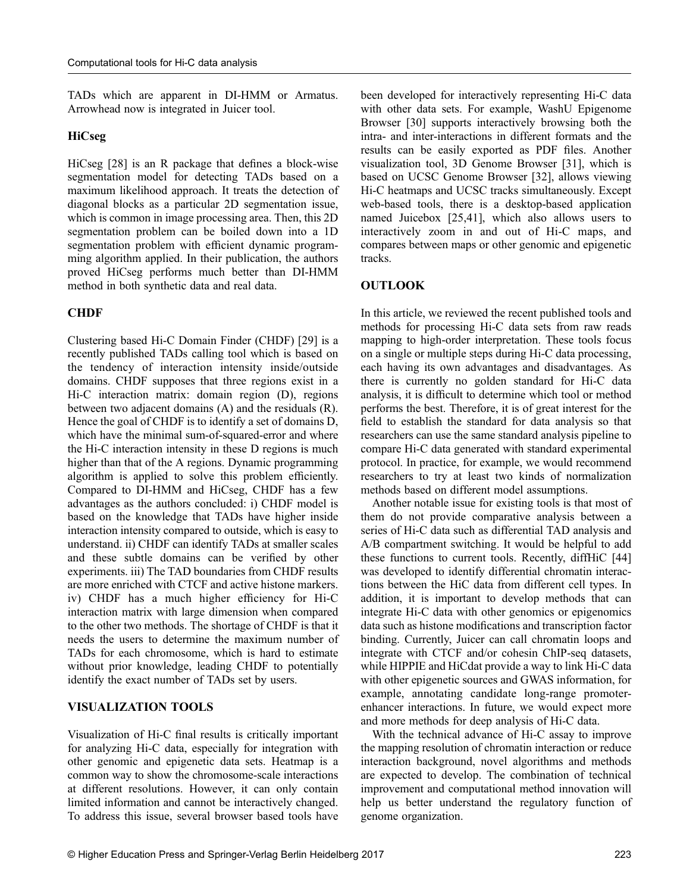TADs which are apparent in DI-HMM or Armatus. Arrowhead now is integrated in Juicer tool.

### HiCseg

HiCseg [28] is an R package that defines a block-wise segmentation model for detecting TADs based on a maximum likelihood approach. It treats the detection of diagonal blocks as a particular 2D segmentation issue, which is common in image processing area. Then, this 2D segmentation problem can be boiled down into a 1D segmentation problem with efficient dynamic programming algorithm applied. In their publication, the authors proved HiCseg performs much better than DI-HMM method in both synthetic data and real data.

### CHDF

Clustering based Hi-C Domain Finder (CHDF) [29] is a recently published TADs calling tool which is based on the tendency of interaction intensity inside/outside domains. CHDF supposes that three regions exist in a Hi-C interaction matrix: domain region (D), regions between two adjacent domains (A) and the residuals (R). Hence the goal of CHDF is to identify a set of domains D, which have the minimal sum-of-squared-error and where the Hi-C interaction intensity in these D regions is much higher than that of the A regions. Dynamic programming algorithm is applied to solve this problem efficiently. Compared to DI-HMM and HiCseg, CHDF has a few advantages as the authors concluded: i) CHDF model is based on the knowledge that TADs have higher inside interaction intensity compared to outside, which is easy to understand. ii) CHDF can identify TADs at smaller scales and these subtle domains can be verified by other experiments. iii) The TAD boundaries from CHDF results are more enriched with CTCF and active histone markers. iv) CHDF has a much higher efficiency for Hi-C interaction matrix with large dimension when compared to the other two methods. The shortage of CHDF is that it needs the users to determine the maximum number of TADs for each chromosome, which is hard to estimate without prior knowledge, leading CHDF to potentially identify the exact number of TADs set by users.

## VISUALIZATION TOOLS

Visualization of Hi-C final results is critically important for analyzing Hi-C data, especially for integration with other genomic and epigenetic data sets. Heatmap is a common way to show the chromosome-scale interactions at different resolutions. However, it can only contain limited information and cannot be interactively changed. To address this issue, several browser based tools have been developed for interactively representing Hi-C data with other data sets. For example, WashU Epigenome Browser [30] supports interactively browsing both the intra- and inter-interactions in different formats and the results can be easily exported as PDF files. Another visualization tool, 3D Genome Browser [31], which is based on UCSC Genome Browser [32], allows viewing Hi-C heatmaps and UCSC tracks simultaneously. Except web-based tools, there is a desktop-based application named Juicebox [25,41], which also allows users to interactively zoom in and out of Hi-C maps, and compares between maps or other genomic and epigenetic tracks.

## OUTLOOK

In this article, we reviewed the recent published tools and methods for processing Hi-C data sets from raw reads mapping to high-order interpretation. These tools focus on a single or multiple steps during Hi-C data processing, each having its own advantages and disadvantages. As there is currently no golden standard for Hi-C data analysis, it is difficult to determine which tool or method performs the best. Therefore, it is of great interest for the field to establish the standard for data analysis so that researchers can use the same standard analysis pipeline to compare Hi-C data generated with standard experimental protocol. In practice, for example, we would recommend researchers to try at least two kinds of normalization methods based on different model assumptions.

Another notable issue for existing tools is that most of them do not provide comparative analysis between a series of Hi-C data such as differential TAD analysis and A/B compartment switching. It would be helpful to add these functions to current tools. Recently, diffHiC [44] was developed to identify differential chromatin interactions between the HiC data from different cell types. In addition, it is important to develop methods that can integrate Hi-C data with other genomics or epigenomics data such as histone modifications and transcription factor binding. Currently, Juicer can call chromatin loops and integrate with CTCF and/or cohesin ChIP-seq datasets, while HIPPIE and HiCdat provide a way to link Hi-C data with other epigenetic sources and GWAS information, for example, annotating candidate long-range promoter-enhancer interactions. In future, we would expect more and more methods for deep analysis of Hi-C data.

With the technical advance of Hi-C assay to improve the mapping resolution of chromatin interaction or reduce interaction background, novel algorithms and methods are expected to develop. The combination of technical improvement and computational method innovation will help us better understand the regulatory function of genome organization.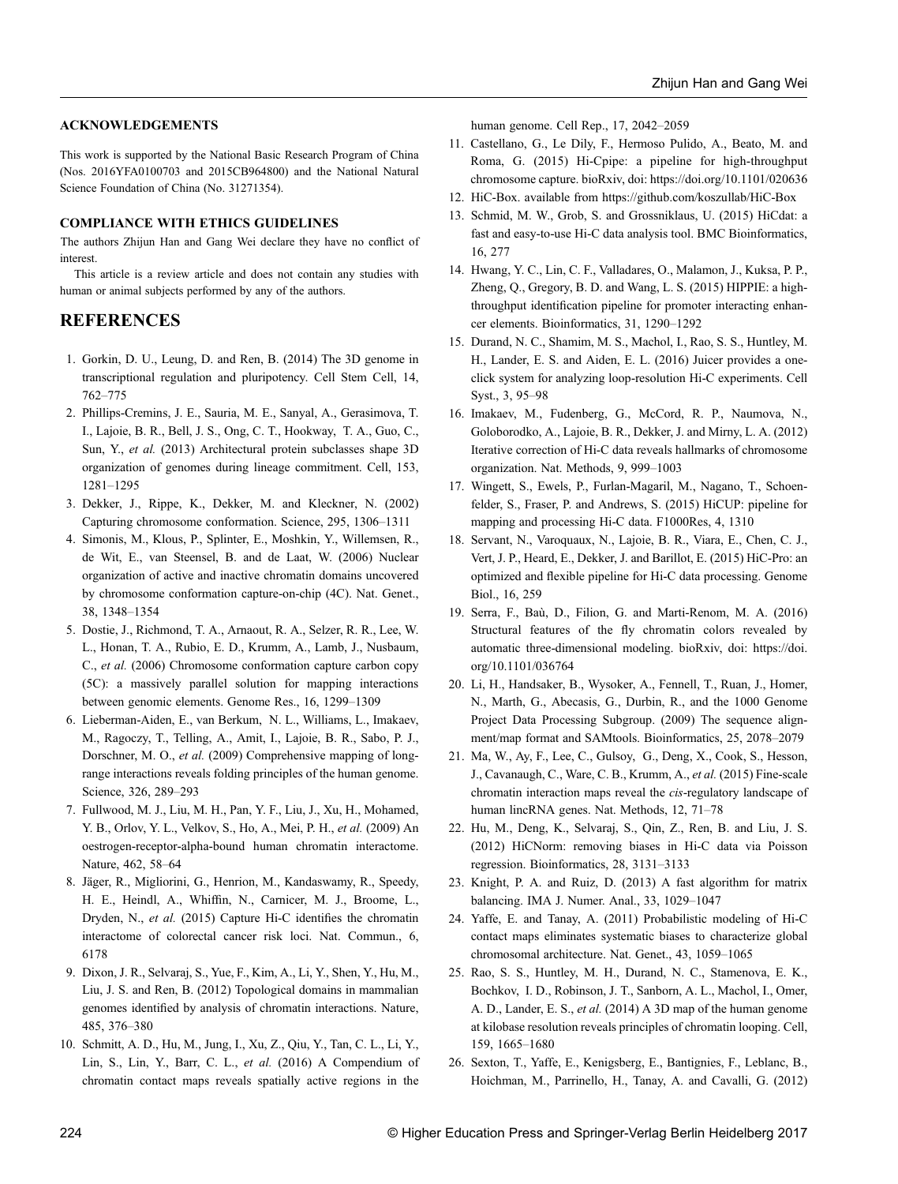### ACKNOWLEDGEMENTS

This work is supported by the National Basic Research Program of China (Nos. 2016YFA0100703 and 2015CB964800) and the National Natural Science Foundation of China (No. 31271354).

### COMPLIANCE WITH ETHICS GUIDELINES

The authors Zhijun Han and Gang Wei declare they have no conflict of interest.

This article is a review article and does not contain any studies with human or animal subjects performed by any of the authors.

## REFERENCES

1. Gorkin, D. U., Leung, D. and Ren, B. (2014) The 3D genome in transcriptional regulation and pluripotency. Cell Stem Cell, 14, 762–775
2. Phillips-Cremins, J. E., Sauria, M. E., Sanyal, A., Gerasimova, T. I., Lajoie, B. R., Bell, J. S., Ong, C. T., Hookway, T. A., Guo, C., Sun, Y., *et al.* (2013) Architectural protein subclasses shape 3D organization of genomes during lineage commitment. Cell, 153, 1281–1295
3. Dekker, J., Rippe, K., Dekker, M. and Kleckner, N. (2002) Capturing chromosome conformation. Science, 295, 1306–1311
4. Simonis, M., Klous, P., Splinter, E., Moshkin, Y., Willemsen, R., de Wit, E., van Steensel, B. and de Laat, W. (2006) Nuclear organization of active and inactive chromatin domains uncovered by chromosome conformation capture-on-chip (4C). Nat. Genet., 38, 1348–1354
5. Dostie, J., Richmond, T. A., Arnaout, R. A., Selzer, R. R., Lee, W. L., Honan, T. A., Rubio, E. D., Krumm, A., Lamb, J., Nusbaum, C., *et al.* (2006) Chromosome conformation capture carbon copy (5C): a massively parallel solution for mapping interactions between genomic elements. Genome Res., 16, 1299–1309
6. Lieberman-Aiden, E., van Berkum, N. L., Williams, L., Imakaev, M., Ragoczy, T., Telling, A., Amit, I., Lajoie, B. R., Sabo, P. J., Dorschner, M. O., *et al.* (2009) Comprehensive mapping of long-range interactions reveals folding principles of the human genome. Science, 326, 289–293
7. Fullwood, M. J., Liu, M. H., Pan, Y. F., Liu, J., Xu, H., Mohamed, Y. B., Orlov, Y. L., Velkov, S., Ho, A., Mei, P. H., *et al.* (2009) An oestrogen-receptor-alpha-bound human chromatin interactome. Nature, 462, 58–64
8. Jäger, R., Migliorini, G., Henrion, M., Kandaswamy, R., Speedy, H. E., Heindl, A., Whiffin, N., Carnicer, M. J., Broome, L., Dryden, N., *et al.* (2015) Capture Hi-C identifies the chromatin interactome of colorectal cancer risk loci. Nat. Commun., 6, 6178
9. Dixon, J. R., Selvaraj, S., Yue, F., Kim, A., Li, Y., Shen, Y., Hu, M., Liu, J. S. and Ren, B. (2012) Topological domains in mammalian genomes identified by analysis of chromatin interactions. Nature, 485, 376–380
10. Schmitt, A. D., Hu, M., Jung, I., Xu, Z., Qiu, Y., Tan, C. L., Li, Y., Lin, S., Lin, Y., Barr, C. L., *et al.* (2016) A Compendium of chromatin contact maps reveals spatially active regions in the human genome. Cell Rep., 17, 2042–2059
11. Castellano, G., Le Dily, F., Hermoso Pulido, A., Beato, M. and Roma, G. (2015) Hi-Cpipe: a pipeline for high-throughput chromosome capture. bioRxiv, doi: https://doi.org/10.1101/020636
12. HiC-Box. available from https://github.com/koszullab/HiC-Box
13. Schmid, M. W., Grob, S. and Grossniklaus, U. (2015) HiCdat: a fast and easy-to-use Hi-C data analysis tool. BMC Bioinformatics, 16, 277
14. Hwang, Y. C., Lin, C. F., Valladares, O., Malamon, J., Kuksa, P. P., Zheng, Q., Gregory, B. D. and Wang, L. S. (2015) HIPPIE: a high-throughput identification pipeline for promoter interacting enhancer elements. Bioinformatics, 31, 1290–1292
15. Durand, N. C., Shamim, M. S., Machol, I., Rao, S. S., Huntley, M. H., Lander, E. S. and Aiden, E. L. (2016) Juicer provides a one-click system for analyzing loop-resolution Hi-C experiments. Cell Syst., 3, 95–98
16. Imakaev, M., Fudenberg, G., McCord, R. P., Naumova, N., Goloborodko, A., Lajoie, B. R., Dekker, J. and Mirny, L. A. (2012) Iterative correction of Hi-C data reveals hallmarks of chromosome organization. Nat. Methods, 9, 999–1003
17. Wingett, S., Ewels, P., Furlan-Magaril, M., Nagano, T., Schoenfelder, S., Fraser, P. and Andrews, S. (2015) HiCUP: pipeline for mapping and processing Hi-C data. F1000Res, 4, 1310
18. Servant, N., Varoquaux, N., Lajoie, B. R., Viara, E., Chen, C. J., Vert, J. P., Heard, E., Dekker, J. and Barillot, E. (2015) HiC-Pro: an optimized and flexible pipeline for Hi-C data processing. Genome Biol., 16, 259
19. Serra, F., Baù, D., Filion, G. and Marti-Renom, M. A. (2016) Structural features of the fly chromatin colors revealed by automatic three-dimensional modeling. bioRxiv, doi: https://doi.org/10.1101/036764
20. Li, H., Handsaker, B., Wysoker, A., Fennell, T., Ruan, J., Homer, N., Marth, G., Abecasis, G., Durbin, R., and the 1000 Genome Project Data Processing Subgroup. (2009) The sequence alignment/map format and SAMtools. Bioinformatics, 25, 2078–2079
21. Ma, W., Ay, F., Lee, C., Gulsoy, G., Deng, X., Cook, S., Hesson, J., Cavanaugh, C., Ware, C. B., Krumm, A., *et al.* (2015) Fine-scale chromatin interaction maps reveal the *cis*-regulatory landscape of human lincRNA genes. Nat. Methods, 12, 71–78
22. Hu, M., Deng, K., Selvaraj, S., Qin, Z., Ren, B. and Liu, J. S. (2012) HiCNorm: removing biases in Hi-C data via Poisson regression. Bioinformatics, 28, 3131–3133
23. Knight, P. A. and Ruiz, D. (2013) A fast algorithm for matrix balancing. IMA J. Numer. Anal., 33, 1029–1047
24. Yaffe, E. and Tanay, A. (2011) Probabilistic modeling of Hi-C contact maps eliminates systematic biases to characterize global chromosomal architecture. Nat. Genet., 43, 1059–1065
25. Rao, S. S., Huntley, M. H., Durand, N. C., Stamenova, E. K., Bochkov, I. D., Robinson, J. T., Sanborn, A. L., Machol, I., Omer, A. D., Lander, E. S., *et al.* (2014) A 3D map of the human genome at kilobase resolution reveals principles of chromatin looping. Cell, 159, 1665–1680
26. Sexton, T., Yaffe, E., Kenigsberg, E., Bantignies, F., Leblanc, B., Hoichman, M., Parrinello, H., Tanay, A. and Cavalli, G. (2012)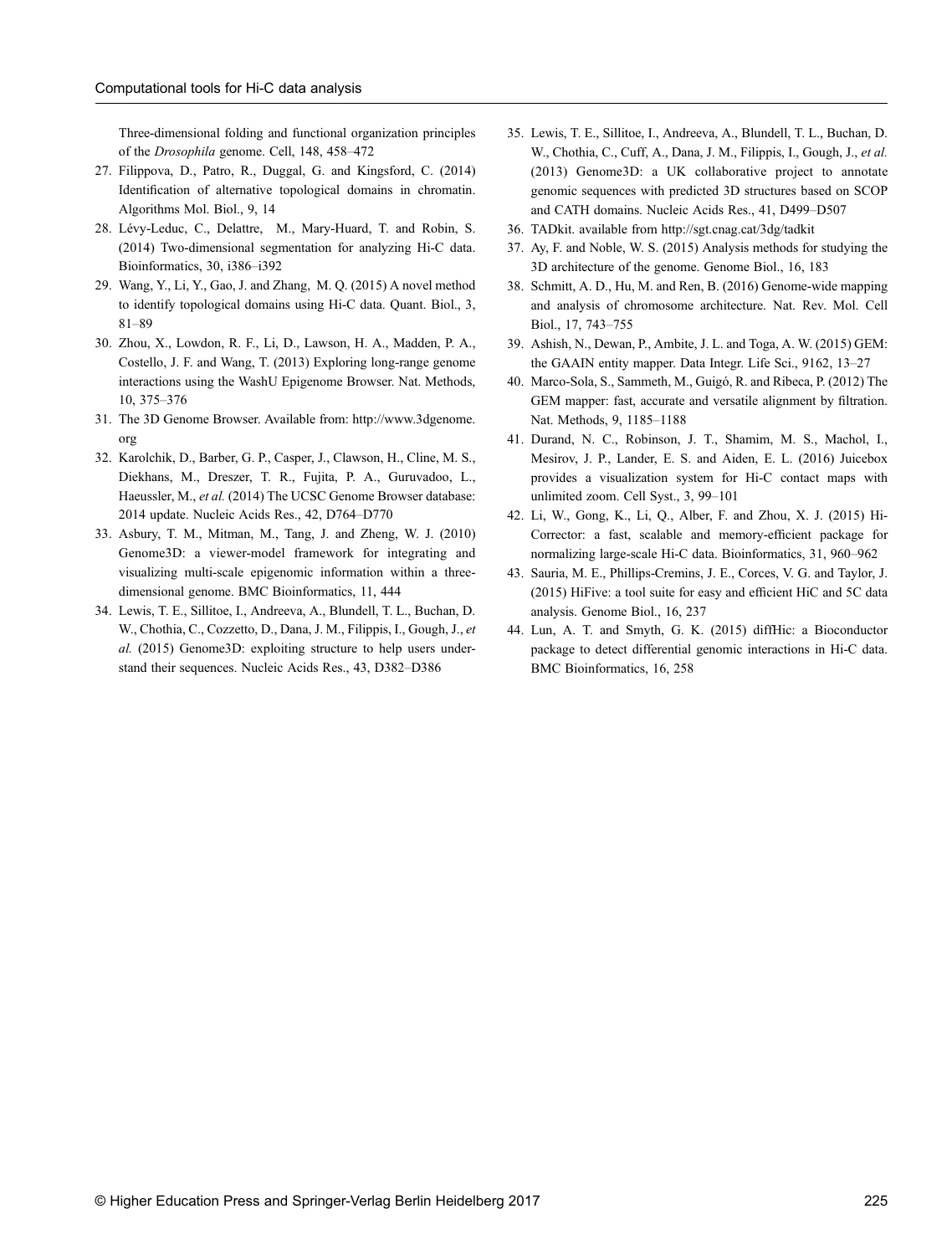Three-dimensional folding and functional organization principles of the *Drosophila* genome. Cell, 148, 458–472

27. Filippova, D., Patro, R., Duggal, G. and Kingsford, C. (2014) Identification of alternative topological domains in chromatin. Algorithms Mol. Biol., 9, 14
28. Lévy-Leduc, C., Delattre, M., Mary-Huard, T. and Robin, S. (2014) Two-dimensional segmentation for analyzing Hi-C data. Bioinformatics, 30, i386–i392
29. Wang, Y., Li, Y., Gao, J. and Zhang, M. Q. (2015) A novel method to identify topological domains using Hi-C data. Quant. Biol., 3, 81–89
30. Zhou, X., Lowdon, R. F., Li, D., Lawson, H. A., Madden, P. A., Costello, J. F. and Wang, T. (2013) Exploring long-range genome interactions using the WashU Epigenome Browser. Nat. Methods, 10, 375–376
31. The 3D Genome Browser. Available from: http://www.3dgenome.org
32. Karolchik, D., Barber, G. P., Casper, J., Clawson, H., Cline, M. S., Diekhans, M., Dreszer, T. R., Fujita, P. A., Guruvadoo, L., Haeussler, M., *et al.* (2014) The UCSC Genome Browser database: 2014 update. Nucleic Acids Res., 42, D764–D770
33. Asbury, T. M., Mitman, M., Tang, J. and Zheng, W. J. (2010) Genome3D: a viewer-model framework for integrating and visualizing multi-scale epigenomic information within a three-dimensional genome. BMC Bioinformatics, 11, 444
34. Lewis, T. E., Sillitoe, I., Andreeva, A., Blundell, T. L., Buchan, D. W., Chothia, C., Cozzetto, D., Dana, J. M., Filippis, I., Gough, J., *et al.* (2015) Genome3D: exploiting structure to help users understand their sequences. Nucleic Acids Res., 43, D382–D386
35. Lewis, T. E., Sillitoe, I., Andreeva, A., Blundell, T. L., Buchan, D. W., Chothia, C., Cuff, A., Dana, J. M., Filippis, I., Gough, J., *et al.* (2013) Genome3D: a UK collaborative project to annotate genomic sequences with predicted 3D structures based on SCOP and CATH domains. Nucleic Acids Res., 41, D499–D507
36. TADkit. available from http://sgt.cnag.cat/3dg/tadkit
37. Ay, F. and Noble, W. S. (2015) Analysis methods for studying the 3D architecture of the genome. Genome Biol., 16, 183
38. Schmitt, A. D., Hu, M. and Ren, B. (2016) Genome-wide mapping and analysis of chromosome architecture. Nat. Rev. Mol. Cell Biol., 17, 743–755
39. Ashish, N., Dewan, P., Ambite, J. L. and Toga, A. W. (2015) GEM: the GAAIN entity mapper. Data Integr. Life Sci., 9162, 13–27
40. Marco-Sola, S., Sammeth, M., Guigó, R. and Ribeca, P. (2012) The GEM mapper: fast, accurate and versatile alignment by filtration. Nat. Methods, 9, 1185–1188
41. Durand, N. C., Robinson, J. T., Shamim, M. S., Machol, I., Mesirov, J. P., Lander, E. S. and Aiden, E. L. (2016) Juicebox provides a visualization system for Hi-C contact maps with unlimited zoom. Cell Syst., 3, 99–101
42. Li, W., Gong, K., Li, Q., Alber, F. and Zhou, X. J. (2015) Hi-Corrector: a fast, scalable and memory-efficient package for normalizing large-scale Hi-C data. Bioinformatics, 31, 960–962
43. Sauria, M. E., Phillips-Cremins, J. E., Corces, V. G. and Taylor, J. (2015) HiFive: a tool suite for easy and efficient HiC and 5C data analysis. Genome Biol., 16, 237
44. Lun, A. T. and Smyth, G. K. (2015) diffHic: a Bioconductor package to detect differential genomic interactions in Hi-C data. BMC Bioinformatics, 16, 258